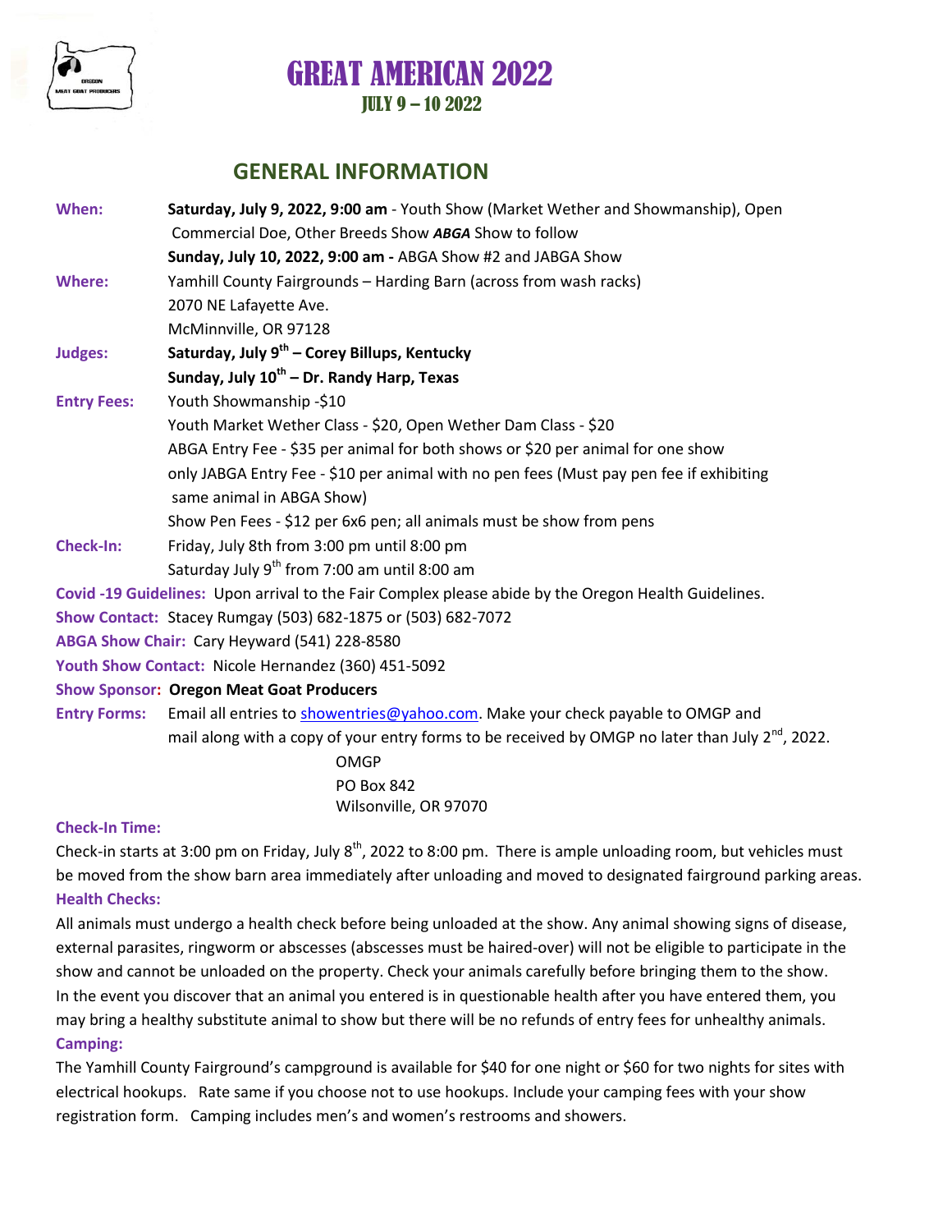# GREAT AMERICAN 2022

## JULY 9 – 10 2022

## GENERAL INFORMATION

**When:** **Saturday, July 9, 2022, 9:00 am** - Youth Show (Market Wether and Showmanship), Open Commercial Doe, Other Breeds Show ***ABGA*** Show to follow
**Sunday, July 10, 2022, 9:00 am -** ABGA Show #2 and JABGA Show

**Where:** Yamhill County Fairgrounds – Harding Barn (across from wash racks)
2070 NE Lafayette Ave.
McMinnville, OR 97128

**Judges:** **Saturday, July 9th – Corey Billups, Kentucky**
**Sunday, July 10th – Dr. Randy Harp, Texas**

**Entry Fees:** Youth Showmanship -$10
Youth Market Wether Class - $20, Open Wether Dam Class - $20
ABGA Entry Fee - $35 per animal for both shows or $20 per animal for one show
only JABGA Entry Fee - $10 per animal with no pen fees (Must pay pen fee if exhibiting same animal in ABGA Show)
Show Pen Fees - $12 per 6x6 pen; all animals must be show from pens

**Check-In:** Friday, July 8th from 3:00 pm until 8:00 pm
Saturday July 9th from 7:00 am until 8:00 am

**Covid -19 Guidelines:** Upon arrival to the Fair Complex please abide by the Oregon Health Guidelines.

**Show Contact:** Stacey Rumgay (503) 682-1875 or (503) 682-7072

**ABGA Show Chair:** Cary Heyward (541) 228-8580

**Youth Show Contact:** Nicole Hernandez (360) 451-5092

**Show Sponsor:** **Oregon Meat Goat Producers**

**Entry Forms:** Email all entries to showentries@yahoo.com. Make your check payable to OMGP and mail along with a copy of your entry forms to be received by OMGP no later than July 2nd, 2022.

OMGP
PO Box 842
Wilsonville, OR 97070

**Check-In Time:**

Check-in starts at 3:00 pm on Friday, July 8th, 2022 to 8:00 pm. There is ample unloading room, but vehicles must be moved from the show barn area immediately after unloading and moved to designated fairground parking areas.

**Health Checks:**

All animals must undergo a health check before being unloaded at the show. Any animal showing signs of disease, external parasites, ringworm or abscesses (abscesses must be haired-over) will not be eligible to participate in the show and cannot be unloaded on the property. Check your animals carefully before bringing them to the show. In the event you discover that an animal you entered is in questionable health after you have entered them, you may bring a healthy substitute animal to show but there will be no refunds of entry fees for unhealthy animals.

**Camping:**

The Yamhill County Fairground's campground is available for $40 for one night or $60 for two nights for sites with electrical hookups. Rate same if you choose not to use hookups. Include your camping fees with your show registration form. Camping includes men's and women's restrooms and showers.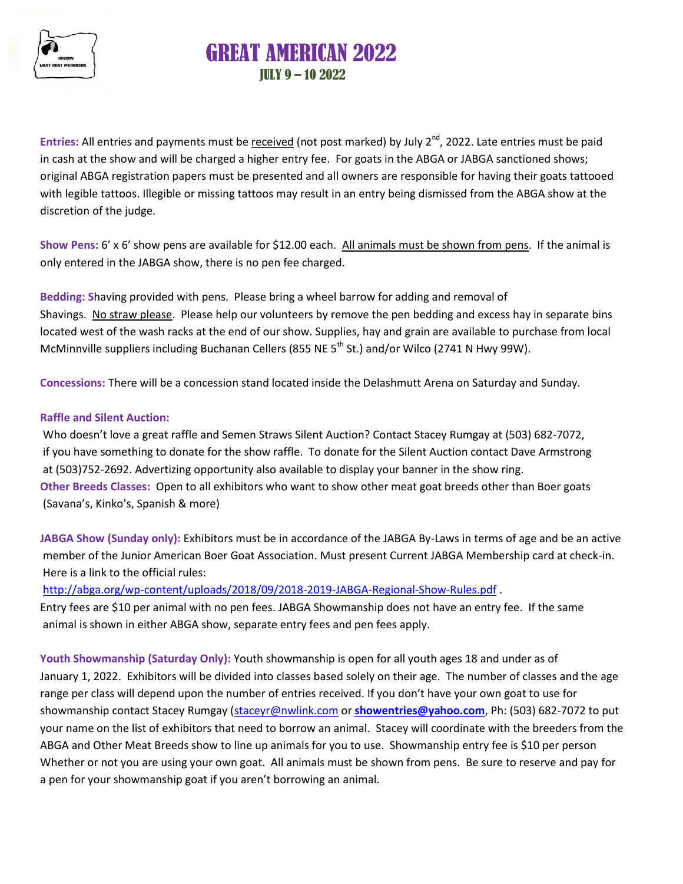# GREAT AMERICAN 2022

## JULY 9 – 10 2022

**Entries:** All entries and payments must be received (not post marked) by July 2nd, 2022. Late entries must be paid in cash at the show and will be charged a higher entry fee. For goats in the ABGA or JABGA sanctioned shows; original ABGA registration papers must be presented and all owners are responsible for having their goats tattooed with legible tattoos. Illegible or missing tattoos may result in an entry being dismissed from the ABGA show at the discretion of the judge.

**Show Pens:** 6' x 6' show pens are available for $12.00 each. All animals must be shown from pens. If the animal is only entered in the JABGA show, there is no pen fee charged.

**Bedding:** Shaving provided with pens. Please bring a wheel barrow for adding and removal of Shavings. No straw please. Please help our volunteers by remove the pen bedding and excess hay in separate bins located west of the wash racks at the end of our show. Supplies, hay and grain are available to purchase from local McMinnville suppliers including Buchanan Cellers (855 NE 5th St.) and/or Wilco (2741 N Hwy 99W).

**Concessions:** There will be a concession stand located inside the Delashmutt Arena on Saturday and Sunday.

**Raffle and Silent Auction:**

Who doesn't love a great raffle and Semen Straws Silent Auction? Contact Stacey Rumgay at (503) 682-7072, if you have something to donate for the show raffle. To donate for the Silent Auction contact Dave Armstrong at (503)752-2692. Advertizing opportunity also available to display your banner in the show ring.

**Other Breeds Classes:** Open to all exhibitors who want to show other meat goat breeds other than Boer goats (Savana's, Kinko's, Spanish & more)

**JABGA Show (Sunday only):** Exhibitors must be in accordance of the JABGA By-Laws in terms of age and be an active member of the Junior American Boer Goat Association. Must present Current JABGA Membership card at check-in. Here is a link to the official rules:

http://abga.org/wp-content/uploads/2018/09/2018-2019-JABGA-Regional-Show-Rules.pdf .

Entry fees are $10 per animal with no pen fees. JABGA Showmanship does not have an entry fee. If the same animal is shown in either ABGA show, separate entry fees and pen fees apply.

**Youth Showmanship (Saturday Only):** Youth showmanship is open for all youth ages 18 and under as of January 1, 2022. Exhibitors will be divided into classes based solely on their age. The number of classes and the age range per class will depend upon the number of entries received. If you don't have your own goat to use for showmanship contact Stacey Rumgay (staceyr@nwlink.com or **showentries@yahoo.com**, Ph: (503) 682-7072 to put your name on the list of exhibitors that need to borrow an animal. Stacey will coordinate with the breeders from the ABGA and Other Meat Breeds show to line up animals for you to use. Showmanship entry fee is $10 per person Whether or not you are using your own goat. All animals must be shown from pens. Be sure to reserve and pay for a pen for your showmanship goat if you aren't borrowing an animal.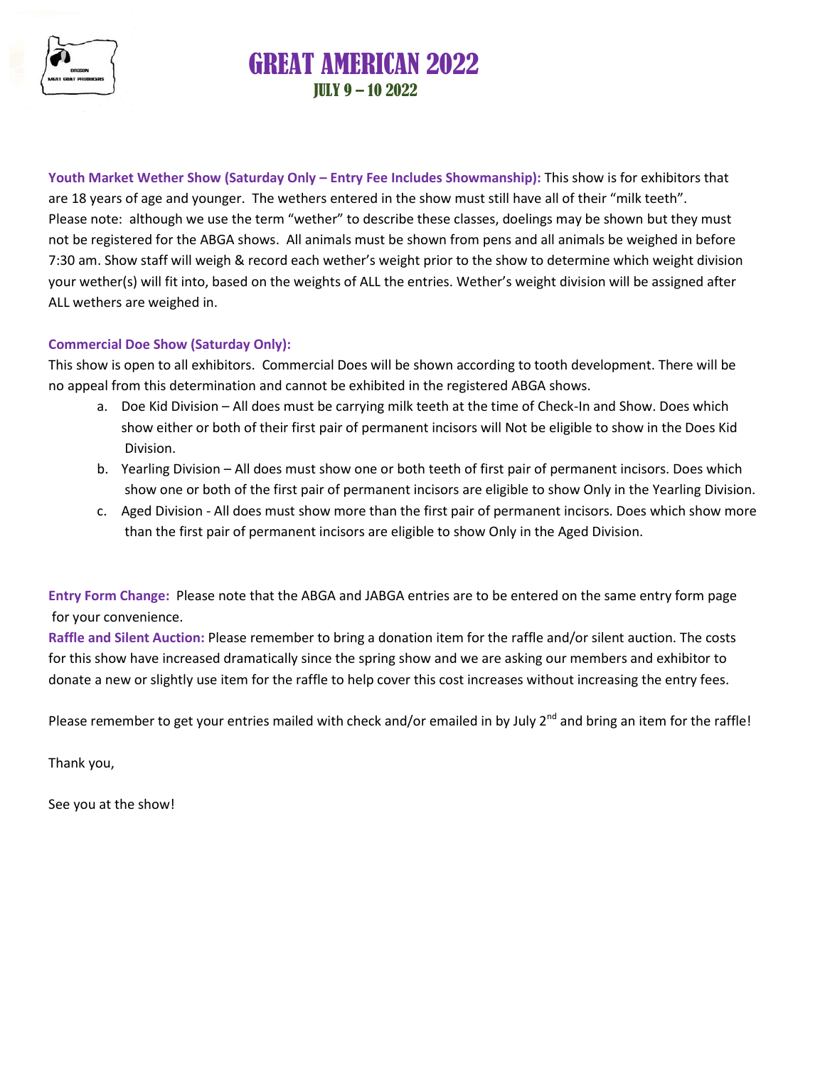# GREAT AMERICAN 2022

## JULY 9 – 10 2022

**Youth Market Wether Show (Saturday Only – Entry Fee Includes Showmanship):** This show is for exhibitors that are 18 years of age and younger. The wethers entered in the show must still have all of their "milk teeth". Please note: although we use the term "wether" to describe these classes, doelings may be shown but they must not be registered for the ABGA shows. All animals must be shown from pens and all animals be weighed in before 7:30 am. Show staff will weigh & record each wether's weight prior to the show to determine which weight division your wether(s) will fit into, based on the weights of ALL the entries. Wether's weight division will be assigned after ALL wethers are weighed in.

**Commercial Doe Show (Saturday Only):**

This show is open to all exhibitors. Commercial Does will be shown according to tooth development. There will be no appeal from this determination and cannot be exhibited in the registered ABGA shows.

a. Doe Kid Division – All does must be carrying milk teeth at the time of Check-In and Show. Does which show either or both of their first pair of permanent incisors will Not be eligible to show in the Does Kid Division.
b. Yearling Division – All does must show one or both teeth of first pair of permanent incisors. Does which show one or both of the first pair of permanent incisors are eligible to show Only in the Yearling Division.
c. Aged Division - All does must show more than the first pair of permanent incisors. Does which show more than the first pair of permanent incisors are eligible to show Only in the Aged Division.

**Entry Form Change:** Please note that the ABGA and JABGA entries are to be entered on the same entry form page for your convenience.

**Raffle and Silent Auction:** Please remember to bring a donation item for the raffle and/or silent auction. The costs for this show have increased dramatically since the spring show and we are asking our members and exhibitor to donate a new or slightly use item for the raffle to help cover this cost increases without increasing the entry fees.

Please remember to get your entries mailed with check and/or emailed in by July 2nd and bring an item for the raffle!

Thank you,

See you at the show!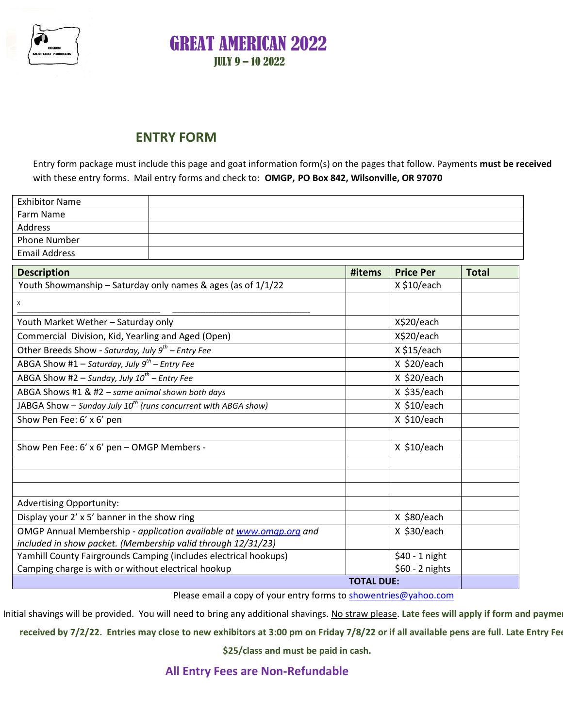# GREAT AMERICAN 2022

## JULY 9 – 10 2022

## ENTRY FORM

Entry form package must include this page and goat information form(s) on the pages that follow. Payments **must be received** with these entry forms. Mail entry forms and check to: **OMGP, PO Box 842, Wilsonville, OR 97070**

| Exhibitor Name | |
|---|---|
| Farm Name | |
| Address | |
| Phone Number | |
| Email Address | |

| Description | #items | Price Per | Total |
|---|---|---|---|
| Youth Showmanship – Saturday only names & ages (as of 1/1/22 | | X $10/each | |
| x ______________________________ ______________________________ | | | |
| Youth Market Wether – Saturday only | | X$20/each | |
| Commercial Division, Kid, Yearling and Aged (Open) | | X$20/each | |
| Other Breeds Show - *Saturday, July 9th – Entry Fee* | | X $15/each | |
| ABGA Show #1 – *Saturday, July 9th – Entry Fee* | | X $20/each | |
| ABGA Show #2 – *Sunday, July 10th – Entry Fee* | | X $20/each | |
| ABGA Shows #1 & #2 – *same animal shown both days* | | X $35/each | |
| JABGA Show – *Sunday July 10th (runs concurrent with ABGA show)* | | X $10/each | |
| Show Pen Fee: 6' x 6' pen | | X $10/each | |
| | | | |
| Show Pen Fee: 6' x 6' pen – OMGP Members - | | X $10/each | |
| | | | |
| | | | |
| | | | |
| Advertising Opportunity: | | | |
| Display your 2' x 5' banner in the show ring | | X $80/each | |
| OMGP Annual Membership - *application available at www.omgp.org and included in show packet. (Membership valid through 12/31/23)* | | X $30/each | |
| Yamhill County Fairgrounds Camping (includes electrical hookups) Camping charge is with or without electrical hookup | | $40 - 1 night $60 - 2 nights | |
| | **TOTAL DUE:** | | |

Please email a copy of your entry forms to showentries@yahoo.com

Initial shavings will be provided. You will need to bring any additional shavings. No straw please. **Late fees will apply if form and payment received by 7/2/22. Entries may close to new exhibitors at 3:00 pm on Friday 7/8/22 or if all available pens are full. Late Entry Fee $25/class and must be paid in cash.**

**All Entry Fees are Non-Refundable**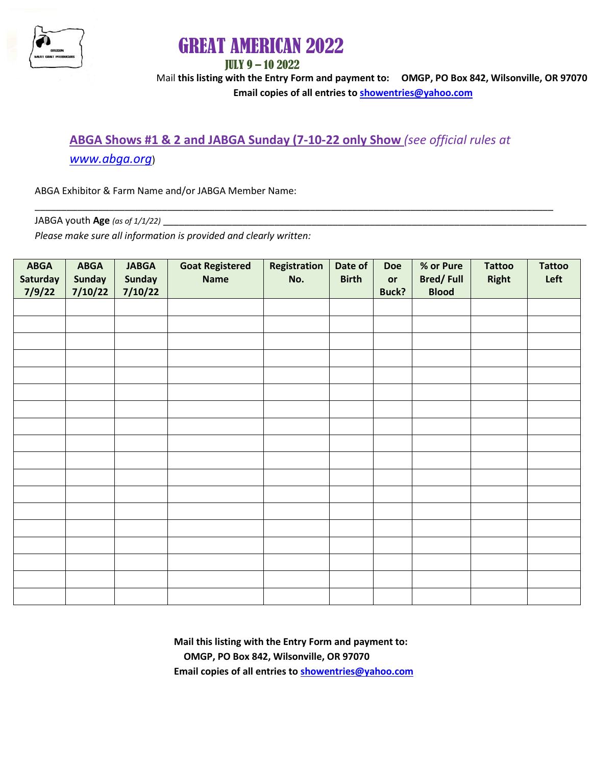# GREAT AMERICAN 2022

## JULY 9 – 10 2022

Mail **this listing with the Entry Form and payment to: OMGP, PO Box 842, Wilsonville, OR 97070**

**Email copies of all entries to showentries@yahoo.com**

## ABGA Shows #1 & 2 and JABGA Sunday (7-10-22 only Show *(see official rules at www.abga.org)*

ABGA Exhibitor & Farm Name and/or JABGA Member Name:

_______________________________________________________________________________________________

JABGA youth **Age** *(as of 1/1/22)* _______________________________________________________________

*Please make sure all information is provided and clearly written:*

| ABGA Saturday 7/9/22 | ABGA Sunday 7/10/22 | JABGA Sunday 7/10/22 | Goat Registered Name | Registration No. | Date of Birth | Doe or Buck? | % or Pure Bred/ Full Blood | Tattoo Right | Tattoo Left |
|---|---|---|---|---|---|---|---|---|---|
| | | | | | | | | | |
| | | | | | | | | | |
| | | | | | | | | | |
| | | | | | | | | | |
| | | | | | | | | | |
| | | | | | | | | | |
| | | | | | | | | | |
| | | | | | | | | | |
| | | | | | | | | | |
| | | | | | | | | | |
| | | | | | | | | | |
| | | | | | | | | | |
| | | | | | | | | | |
| | | | | | | | | | |
| | | | | | | | | | |
| | | | | | | | | | |
| | | | | | | | | | |
| | | | | | | | | | |

**Mail this listing with the Entry Form and payment to:**
**OMGP, PO Box 842, Wilsonville, OR 97070**
**Email copies of all entries to showentries@yahoo.com**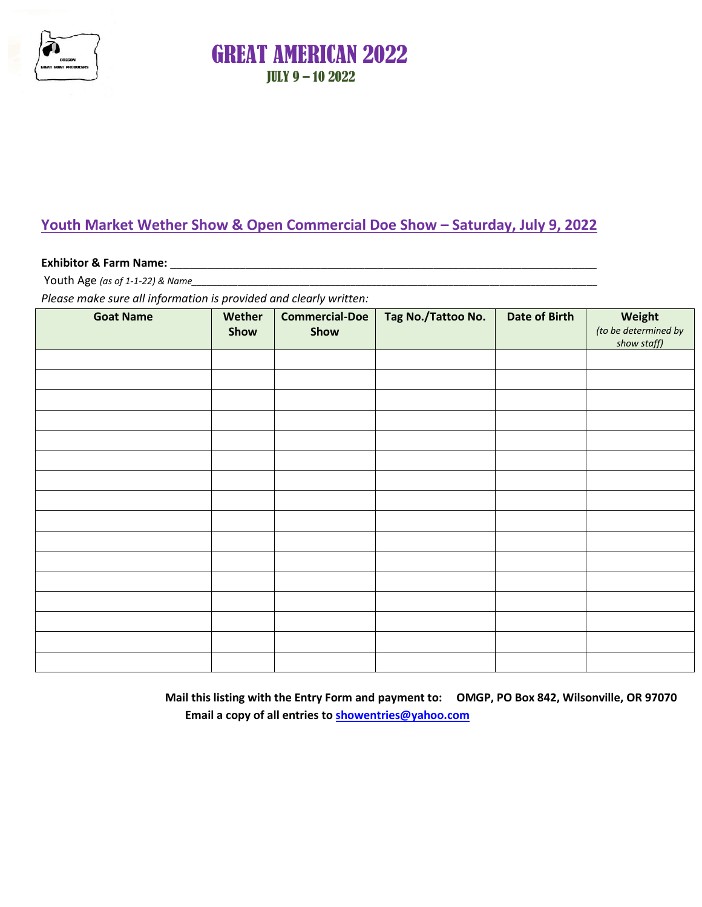# GREAT AMERICAN 2022

**JULY 9 – 10 2022**

## Youth Market Wether Show & Open Commercial Doe Show – Saturday, July 9, 2022

**Exhibitor & Farm Name:** ______________________________________________________________________

Youth Age *(as of 1-1-22) & Name*______________________________________________________________________

*Please make sure all information is provided and clearly written:*

| Goat Name | Wether Show | Commercial-Doe Show | Tag No./Tattoo No. | Date of Birth | Weight *(to be determined by show staff)* |
|---|---|---|---|---|---|
| | | | | | |
| | | | | | |
| | | | | | |
| | | | | | |
| | | | | | |
| | | | | | |
| | | | | | |
| | | | | | |
| | | | | | |
| | | | | | |
| | | | | | |
| | | | | | |
| | | | | | |
| | | | | | |
| | | | | | |
| | | | | | |

**Mail this listing with the Entry Form and payment to: OMGP, PO Box 842, Wilsonville, OR 97070**

**Email a copy of all entries to showentries@yahoo.com**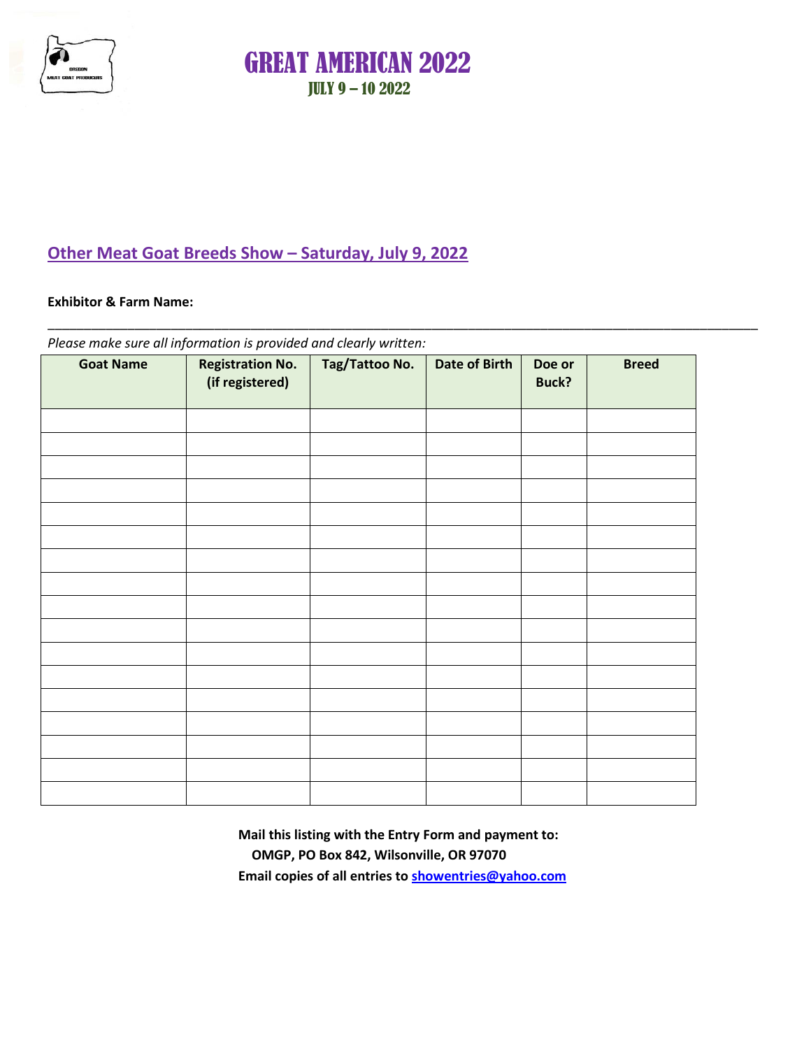# GREAT AMERICAN 2022

## JULY 9 – 10 2022

## Other Meat Goat Breeds Show – Saturday, July 9, 2022

**Exhibitor & Farm Name:**

_______________________________________________________________________________________________

*Please make sure all information is provided and clearly written:*

| Goat Name | Registration No. (if registered) | Tag/Tattoo No. | Date of Birth | Doe or Buck? | Breed |
|---|---|---|---|---|---|
| | | | | | |
| | | | | | |
| | | | | | |
| | | | | | |
| | | | | | |
| | | | | | |
| | | | | | |
| | | | | | |
| | | | | | |
| | | | | | |
| | | | | | |
| | | | | | |
| | | | | | |
| | | | | | |
| | | | | | |
| | | | | | |
| | | | | | |

**Mail this listing with the Entry Form and payment to:**
**OMGP, PO Box 842, Wilsonville, OR 97070**
**Email copies of all entries to showentries@yahoo.com**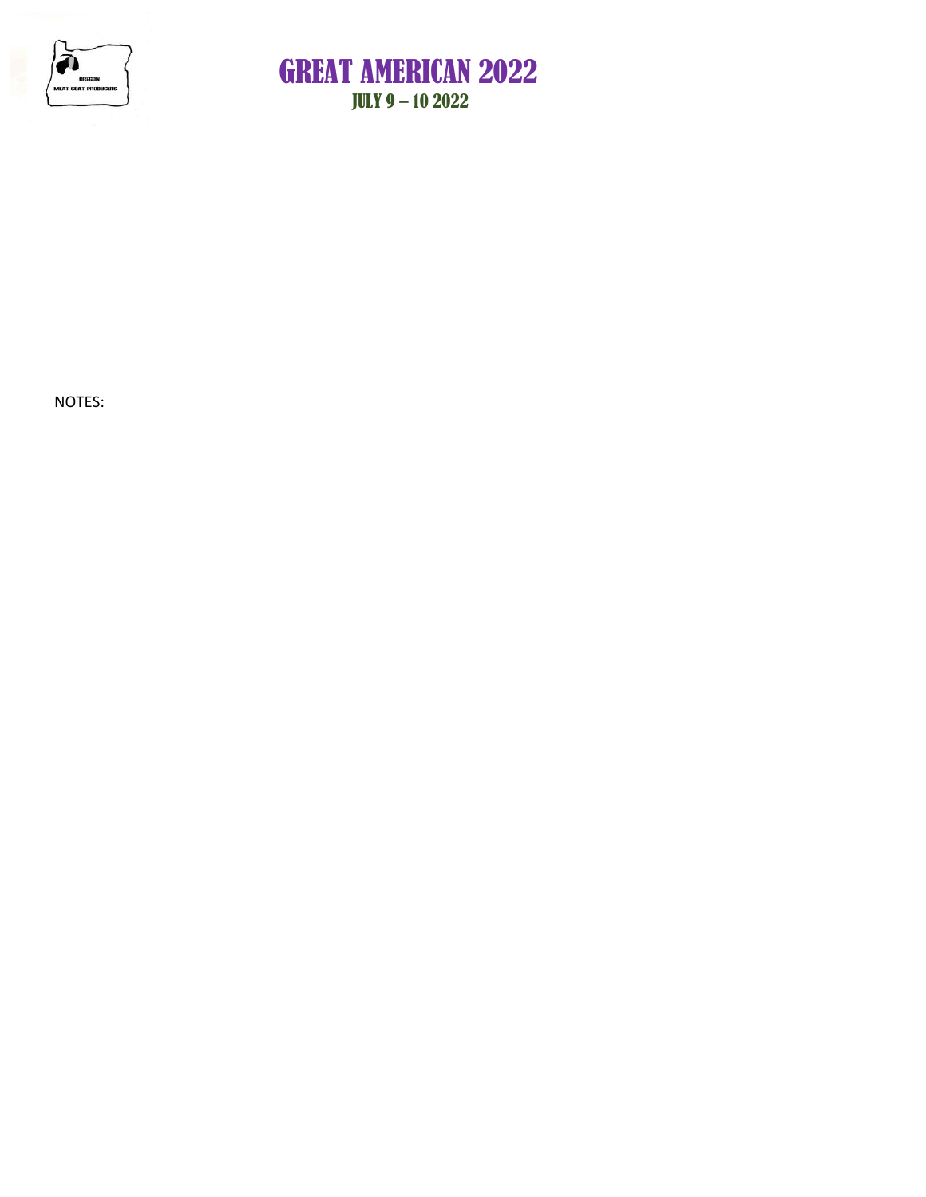OREGON MEAT GOAT PRODUCERS

# GREAT AMERICAN 2022

## JULY 9 – 10 2022

NOTES: